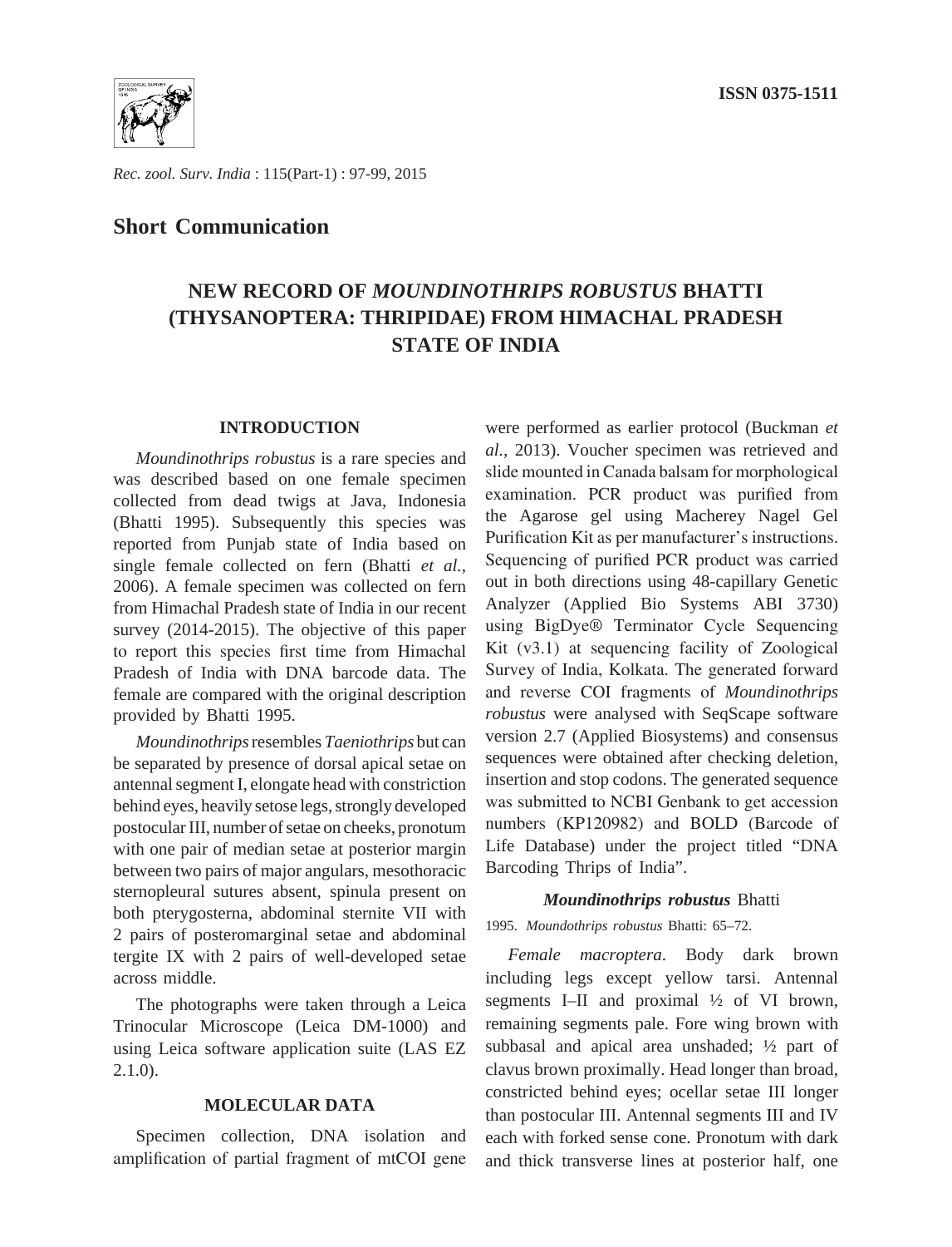ISSN 0375-1511

*Rec. zool. Surv. India* : 115(Part-1) : 97-99, 2015

## Short Communication

# NEW RECORD OF *MOUNDINOTHRIPS ROBUSTUS* BHATTI (THYSANOPTERA: THRIPIDAE) FROM HIMACHAL PRADESH STATE OF INDIA

### INTRODUCTION

*Moundinothrips robustus* is a rare species and was described based on one female specimen collected from dead twigs at Java, Indonesia (Bhatti 1995). Subsequently this species was reported from Punjab state of India based on single female collected on fern (Bhatti *et al.*, 2006). A female specimen was collected on fern from Himachal Pradesh state of India in our recent survey (2014-2015). The objective of this paper to report this species first time from Himachal Pradesh of India with DNA barcode data. The female are compared with the original description provided by Bhatti 1995.

*Moundinothrips* resembles *Taeniothrips* but can be separated by presence of dorsal apical setae on antennal segment I, elongate head with constriction behind eyes, heavily setose legs, strongly developed postocular III, number of setae on cheeks, pronotum with one pair of median setae at posterior margin between two pairs of major angulars, mesothoracic sternopleural sutures absent, spinula present on both pterygosterna, abdominal sternite VII with 2 pairs of posteromarginal setae and abdominal tergite IX with 2 pairs of well-developed setae across middle.

The photographs were taken through a Leica Trinocular Microscope (Leica DM-1000) and using Leica software application suite (LAS EZ 2.1.0).

### MOLECULAR DATA

Specimen collection, DNA isolation and amplification of partial fragment of mtCOI gene were performed as earlier protocol (Buckman *et al.,* 2013). Voucher specimen was retrieved and slide mounted in Canada balsam for morphological examination. PCR product was purified from the Agarose gel using Macherey Nagel Gel Purification Kit as per manufacturer's instructions. Sequencing of purified PCR product was carried out in both directions using 48-capillary Genetic Analyzer (Applied Bio Systems ABI 3730) using BigDye® Terminator Cycle Sequencing Kit (v3.1) at sequencing facility of Zoological Survey of India, Kolkata. The generated forward and reverse COI fragments of *Moundinothrips robustus* were analysed with SeqScape software version 2.7 (Applied Biosystems) and consensus sequences were obtained after checking deletion, insertion and stop codons. The generated sequence was submitted to NCBI Genbank to get accession numbers (KP120982) and BOLD (Barcode of Life Database) under the project titled "DNA Barcoding Thrips of India".

***Moundinothrips robustus*** Bhatti

1995. *Moundothrips robustus* Bhatti: 65–72.

*Female macroptera*. Body dark brown including legs except yellow tarsi. Antennal segments I–II and proximal ½ of VI brown, remaining segments pale. Fore wing brown with subbasal and apical area unshaded; ½ part of clavus brown proximally. Head longer than broad, constricted behind eyes; ocellar setae III longer than postocular III. Antennal segments III and IV each with forked sense cone. Pronotum with dark and thick transverse lines at posterior half, one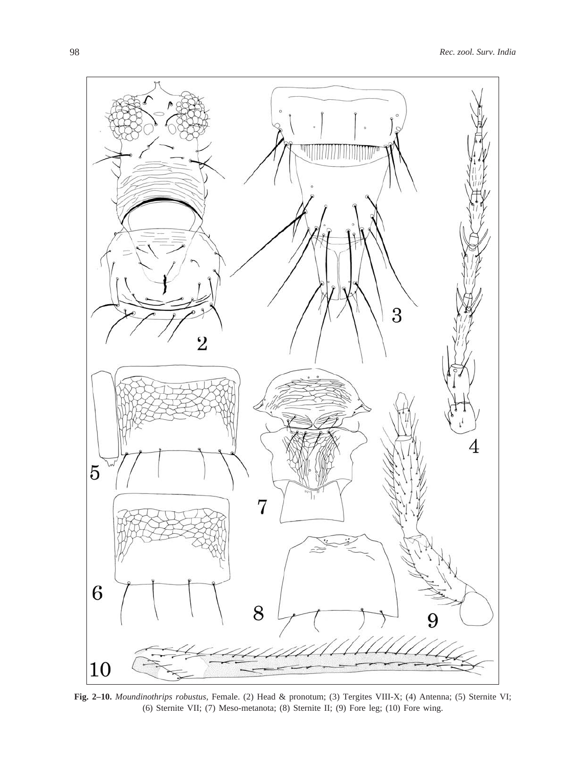**Fig. 2–10.** *Moundinothrips robustus*, Female. (2) Head & pronotum; (3) Tergites VIII-X; (4) Antenna; (5) Sternite VI; (6) Sternite VII; (7) Meso-metanota; (8) Sternite II; (9) Fore leg; (10) Fore wing.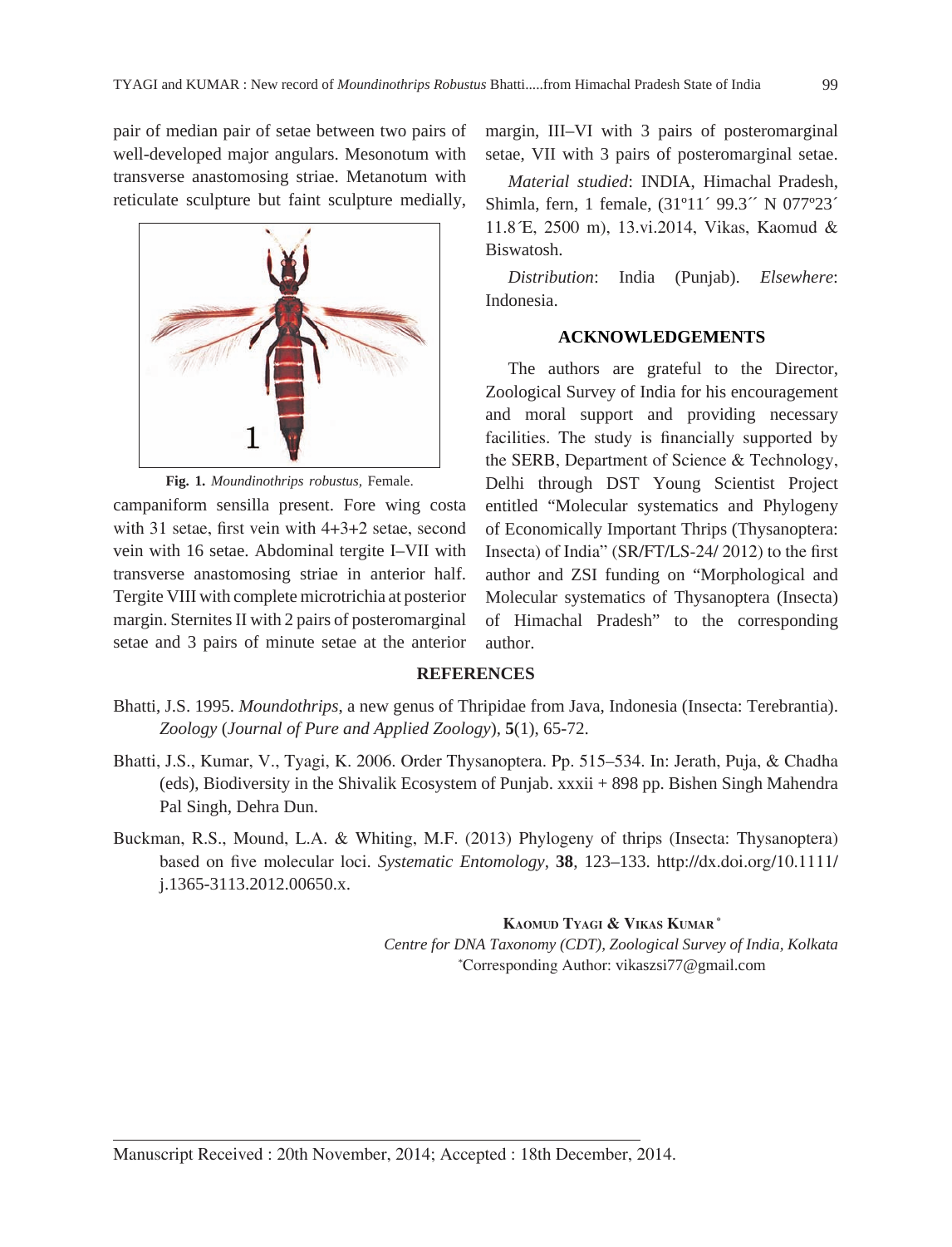pair of median pair of setae between two pairs of well-developed major angulars. Mesonotum with transverse anastomosing striae. Metanotum with reticulate sculpture but faint sculpture medially, campaniform sensilla present. Fore wing costa with 31 setae, first vein with 4+3+2 setae, second vein with 16 setae. Abdominal tergite I–VII with transverse anastomosing striae in anterior half. Tergite VIII with complete microtrichia at posterior margin. Sternites II with 2 pairs of posteromarginal setae and 3 pairs of minute setae at the anterior margin, III–VI with 3 pairs of posteromarginal setae, VII with 3 pairs of posteromarginal setae.

**Fig. 1.** *Moundinothrips robustus*, Female.

*Material studied*: INDIA, Himachal Pradesh, Shimla, fern, 1 female, (31º11´ 99.3´´ N 077º23´ 11.8´E, 2500 m), 13.vi.2014, Vikas, Kaomud & Biswatosh.

*Distribution*: India (Punjab). *Elsewhere*: Indonesia.

## ACKNOWLEDGEMENTS

The authors are grateful to the Director, Zoological Survey of India for his encouragement and moral support and providing necessary facilities. The study is financially supported by the SERB, Department of Science & Technology, Delhi through DST Young Scientist Project entitled "Molecular systematics and Phylogeny of Economically Important Thrips (Thysanoptera: Insecta) of India" (SR/FT/LS-24/ 2012) to the first author and ZSI funding on "Morphological and Molecular systematics of Thysanoptera (Insecta) of Himachal Pradesh" to the corresponding author.

## REFERENCES

Bhatti, J.S. 1995. *Moundothrips*, a new genus of Thripidae from Java, Indonesia (Insecta: Terebrantia). *Zoology* (*Journal of Pure and Applied Zoology*), **5**(1), 65-72.

Bhatti, J.S., Kumar, V., Tyagi, K. 2006. Order Thysanoptera. Pp. 515–534. In: Jerath, Puja, & Chadha (eds), Biodiversity in the Shivalik Ecosystem of Punjab. xxxii + 898 pp. Bishen Singh Mahendra Pal Singh, Dehra Dun.

Buckman, R.S., Mound, L.A. & Whiting, M.F. (2013) Phylogeny of thrips (Insecta: Thysanoptera) based on five molecular loci. *Systematic Entomology*, **38**, 123–133. http://dx.doi.org/10.1111/j.1365-3113.2012.00650.x.

**Kaomud Tyagi & Vikas Kumar** *

*Centre for DNA Taxonomy (CDT), Zoological Survey of India, Kolkata*

*Corresponding Author: vikaszsi77@gmail.com

Manuscript Received : 20th November, 2014; Accepted : 18th December, 2014.